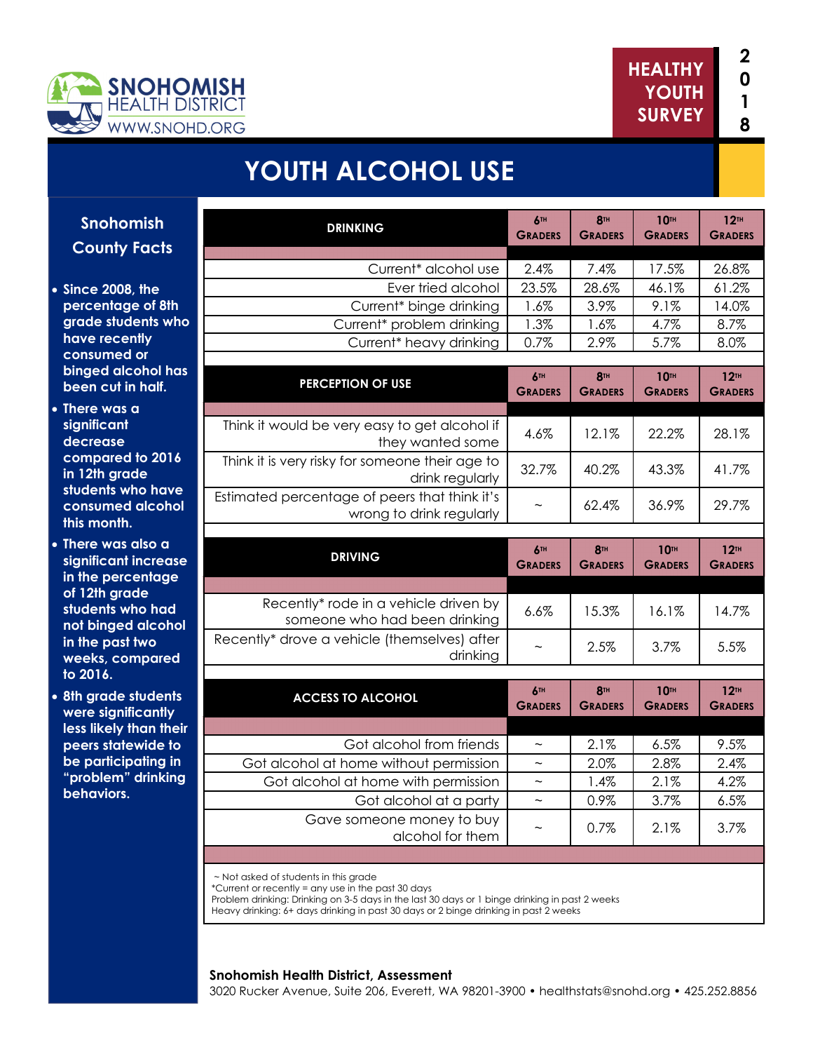SNOHOMISH HEALTH DISTRICT
WWW.SNOHD.ORG

HEALTHY YOUTH SURVEY 2018

# YOUTH ALCOHOL USE

## Snohomish County Facts

- Since 2008, the percentage of 8th grade students who have recently consumed or binged alcohol has been cut in half.
- There was a significant decrease compared to 2016 in 12th grade students who have consumed alcohol this month.
- There was also a significant increase in the percentage of 12th grade students who had not binged alcohol in the past two weeks, compared to 2016.
- 8th grade students were significantly less likely than their peers statewide to be participating in "problem" drinking behaviors.

| DRINKING | 6th Graders | 8th Graders | 10th Graders | 12th Graders |
|---|---|---|---|---|
| Current* alcohol use | 2.4% | 7.4% | 17.5% | 26.8% |
| Ever tried alcohol | 23.5% | 28.6% | 46.1% | 61.2% |
| Current* binge drinking | 1.6% | 3.9% | 9.1% | 14.0% |
| Current* problem drinking | 1.3% | 1.6% | 4.7% | 8.7% |
| Current* heavy drinking | 0.7% | 2.9% | 5.7% | 8.0% |

| PERCEPTION OF USE | 6th Graders | 8th Graders | 10th Graders | 12th Graders |
|---|---|---|---|---|
| Think it would be very easy to get alcohol if they wanted some | 4.6% | 12.1% | 22.2% | 28.1% |
| Think it is very risky for someone their age to drink regularly | 32.7% | 40.2% | 43.3% | 41.7% |
| Estimated percentage of peers that think it's wrong to drink regularly | ~ | 62.4% | 36.9% | 29.7% |

| DRIVING | 6th Graders | 8th Graders | 10th Graders | 12th Graders |
|---|---|---|---|---|
| Recently* rode in a vehicle driven by someone who had been drinking | 6.6% | 15.3% | 16.1% | 14.7% |
| Recently* drove a vehicle (themselves) after drinking | ~ | 2.5% | 3.7% | 5.5% |

| ACCESS TO ALCOHOL | 6th Graders | 8th Graders | 10th Graders | 12th Graders |
|---|---|---|---|---|
| Got alcohol from friends | ~ | 2.1% | 6.5% | 9.5% |
| Got alcohol at home without permission | ~ | 2.0% | 2.8% | 2.4% |
| Got alcohol at home with permission | ~ | 1.4% | 2.1% | 4.2% |
| Got alcohol at a party | ~ | 0.9% | 3.7% | 6.5% |
| Gave someone money to buy alcohol for them | ~ | 0.7% | 2.1% | 3.7% |

~ Not asked of students in this grade
*Current or recently = any use in the past 30 days
Problem drinking: Drinking on 3-5 days in the last 30 days or 1 binge drinking in past 2 weeks
Heavy drinking: 6+ days drinking in past 30 days or 2 binge drinking in past 2 weeks

**Snohomish Health District, Assessment**
3020 Rucker Avenue, Suite 206, Everett, WA 98201-3900 • healthstats@snohd.org • 425.252.8856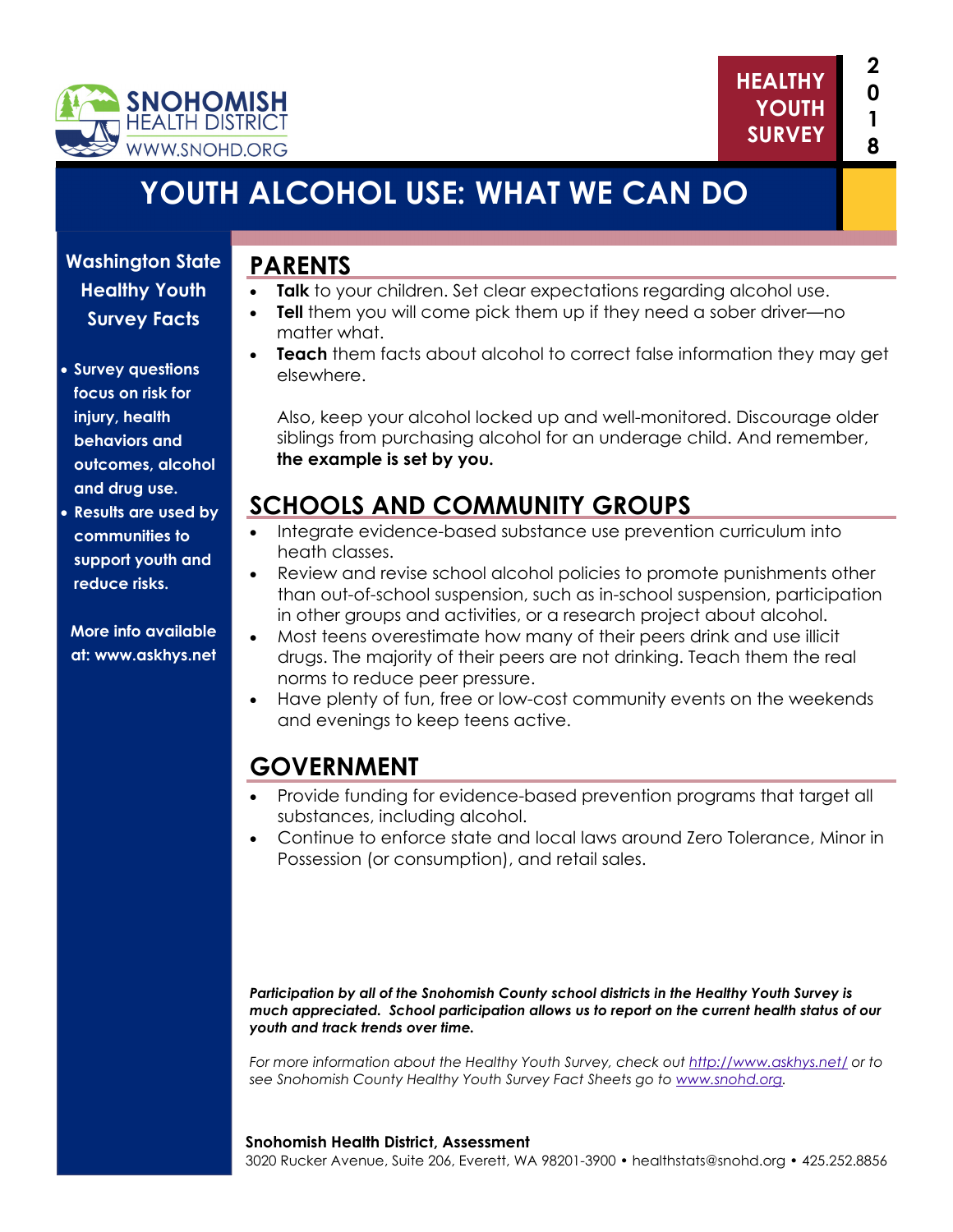SNOHOMISH HEALTH DISTRICT
WWW.SNOHD.ORG

HEALTHY YOUTH SURVEY 2018

# YOUTH ALCOHOL USE: WHAT WE CAN DO

**Washington State Healthy Youth Survey Facts**

- **Survey questions focus on risk for injury, health behaviors and outcomes, alcohol and drug use.**
- **Results are used by communities to support youth and reduce risks.**

**More info available at: www.askhys.net**

## PARENTS

- **Talk** to your children. Set clear expectations regarding alcohol use.
- **Tell** them you will come pick them up if they need a sober driver—no matter what.
- **Teach** them facts about alcohol to correct false information they may get elsewhere.

Also, keep your alcohol locked up and well-monitored. Discourage older siblings from purchasing alcohol for an underage child. And remember, **the example is set by you.**

## SCHOOLS AND COMMUNITY GROUPS

- Integrate evidence-based substance use prevention curriculum into heath classes.
- Review and revise school alcohol policies to promote punishments other than out-of-school suspension, such as in-school suspension, participation in other groups and activities, or a research project about alcohol.
- Most teens overestimate how many of their peers drink and use illicit drugs. The majority of their peers are not drinking. Teach them the real norms to reduce peer pressure.
- Have plenty of fun, free or low-cost community events on the weekends and evenings to keep teens active.

## GOVERNMENT

- Provide funding for evidence-based prevention programs that target all substances, including alcohol.
- Continue to enforce state and local laws around Zero Tolerance, Minor in Possession (or consumption), and retail sales.

***Participation by all of the Snohomish County school districts in the Healthy Youth Survey is much appreciated. School participation allows us to report on the current health status of our youth and track trends over time.***

*For more information about the Healthy Youth Survey, check out http://www.askhys.net/ or to see Snohomish County Healthy Youth Survey Fact Sheets go to www.snohd.org.*

**Snohomish Health District, Assessment**
3020 Rucker Avenue, Suite 206, Everett, WA 98201-3900 • healthstats@snohd.org • 425.252.8856